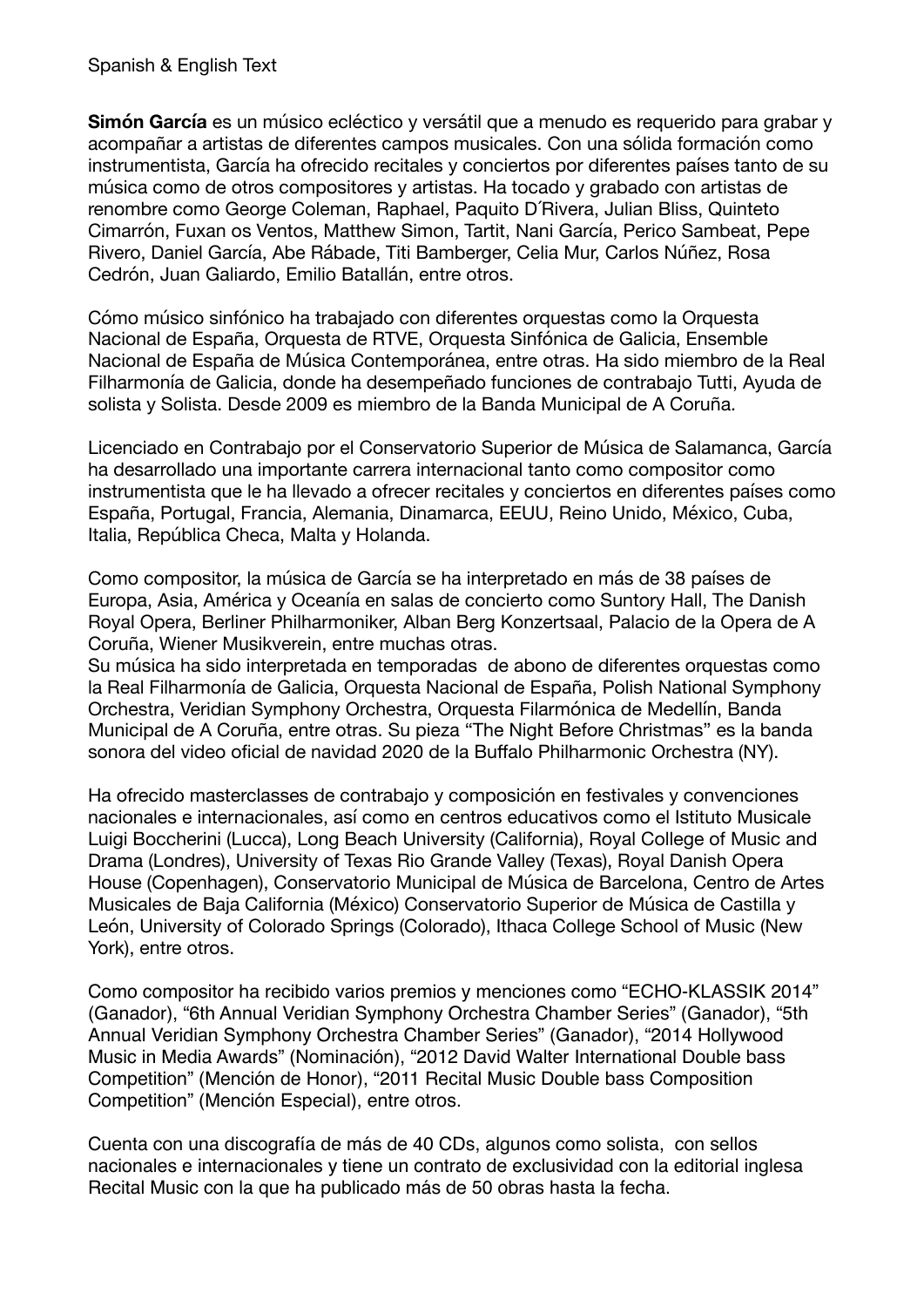Spanish & English Text

**Simón García** es un músico ecléctico y versátil que a menudo es requerido para grabar y acompañar a artistas de diferentes campos musicales. Con una sólida formación como instrumentista, García ha ofrecido recitales y conciertos por diferentes países tanto de su música como de otros compositores y artistas. Ha tocado y grabado con artistas de renombre como George Coleman, Raphael, Paquito D´Rivera, Julian Bliss, Quinteto Cimarrón, Fuxan os Ventos, Matthew Simon, Tartit, Nani García, Perico Sambeat, Pepe Rivero, Daniel García, Abe Rábade, Titi Bamberger, Celia Mur, Carlos Núñez, Rosa Cedrón, Juan Galiardo, Emilio Batallán, entre otros.

Cómo músico sinfónico ha trabajado con diferentes orquestas como la Orquesta Nacional de España, Orquesta de RTVE, Orquesta Sinfónica de Galicia, Ensemble Nacional de España de Música Contemporánea, entre otras. Ha sido miembro de la Real Filharmonía de Galicia, donde ha desempeñado funciones de contrabajo Tutti, Ayuda de solista y Solista. Desde 2009 es miembro de la Banda Municipal de A Coruña.

Licenciado en Contrabajo por el Conservatorio Superior de Música de Salamanca, García ha desarrollado una importante carrera internacional tanto como compositor como instrumentista que le ha llevado a ofrecer recitales y conciertos en diferentes países como España, Portugal, Francia, Alemania, Dinamarca, EEUU, Reino Unido, México, Cuba, Italia, República Checa, Malta y Holanda.

Como compositor, la música de García se ha interpretado en más de 38 países de Europa, Asia, América y Oceanía en salas de concierto como Suntory Hall, The Danish Royal Opera, Berliner Philharmoniker, Alban Berg Konzertsaal, Palacio de la Opera de A Coruña, Wiener Musikverein, entre muchas otras.
Su música ha sido interpretada en temporadas de abono de diferentes orquestas como la Real Filharmonía de Galicia, Orquesta Nacional de España, Polish National Symphony Orchestra, Veridian Symphony Orchestra, Orquesta Filarmónica de Medellín, Banda Municipal de A Coruña, entre otras. Su pieza "The Night Before Christmas" es la banda sonora del video oficial de navidad 2020 de la Buffalo Philharmonic Orchestra (NY).

Ha ofrecido masterclasses de contrabajo y composición en festivales y convenciones nacionales e internacionales, así como en centros educativos como el Istituto Musicale Luigi Boccherini (Lucca), Long Beach University (California), Royal College of Music and Drama (Londres), University of Texas Rio Grande Valley (Texas), Royal Danish Opera House (Copenhagen), Conservatorio Municipal de Música de Barcelona, Centro de Artes Musicales de Baja California (México) Conservatorio Superior de Música de Castilla y León, University of Colorado Springs (Colorado), Ithaca College School of Music (New York), entre otros.

Como compositor ha recibido varios premios y menciones como "ECHO-KLASSIK 2014" (Ganador), "6th Annual Veridian Symphony Orchestra Chamber Series" (Ganador), "5th Annual Veridian Symphony Orchestra Chamber Series" (Ganador), "2014 Hollywood Music in Media Awards" (Nominación), "2012 David Walter International Double bass Competition" (Mención de Honor), "2011 Recital Music Double bass Composition Competition" (Mención Especial), entre otros.

Cuenta con una discografía de más de 40 CDs, algunos como solista, con sellos nacionales e internacionales y tiene un contrato de exclusividad con la editorial inglesa Recital Music con la que ha publicado más de 50 obras hasta la fecha.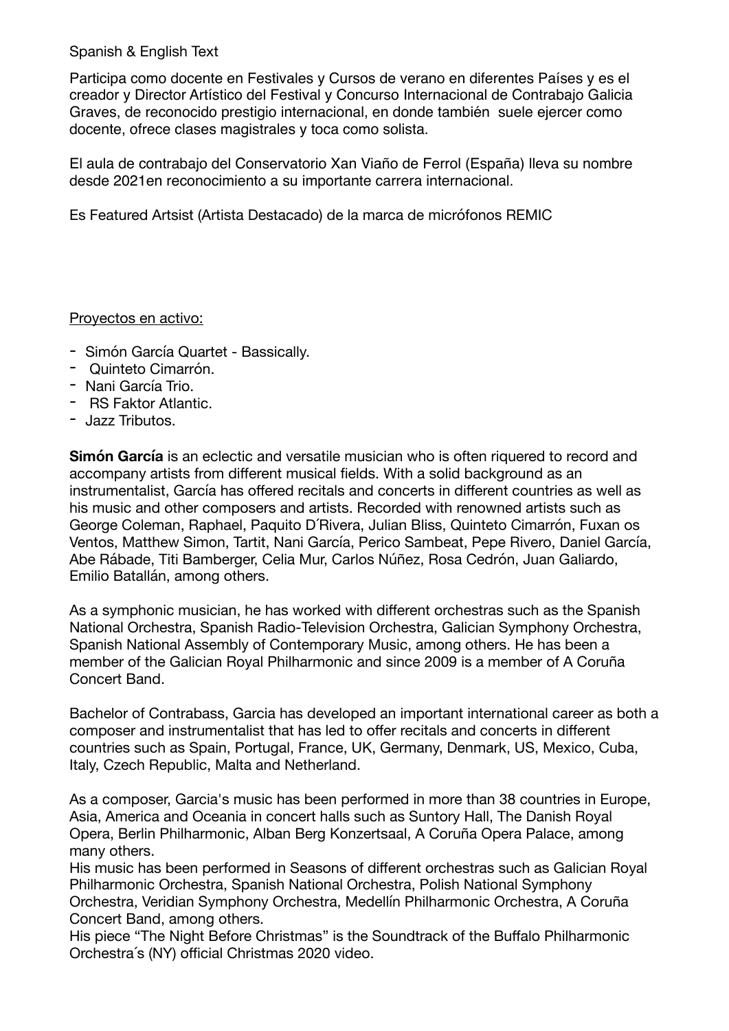Spanish & English Text

Participa como docente en Festivales y Cursos de verano en diferentes Países y es el creador y Director Artístico del Festival y Concurso Internacional de Contrabajo Galicia Graves, de reconocido prestigio internacional, en donde también suele ejercer como docente, ofrece clases magistrales y toca como solista.

El aula de contrabajo del Conservatorio Xan Viaño de Ferrol (España) lleva su nombre desde 2021en reconocimiento a su importante carrera internacional.

Es Featured Artsist (Artista Destacado) de la marca de micrófonos REMIC

Proyectos en activo:

- Simón García Quartet - Bassically.
- Quinteto Cimarrón.
- Nani García Trio.
- RS Faktor Atlantic.
- Jazz Tributos.

**Simón García** is an eclectic and versatile musician who is often riquered to record and accompany artists from different musical fields. With a solid background as an instrumentalist, García has offered recitals and concerts in different countries as well as his music and other composers and artists. Recorded with renowned artists such as George Coleman, Raphael, Paquito D´Rivera, Julian Bliss, Quinteto Cimarrón, Fuxan os Ventos, Matthew Simon, Tartit, Nani García, Perico Sambeat, Pepe Rivero, Daniel García, Abe Rábade, Titi Bamberger, Celia Mur, Carlos Núñez, Rosa Cedrón, Juan Galiardo, Emilio Batallán, among others.

As a symphonic musician, he has worked with different orchestras such as the Spanish National Orchestra, Spanish Radio-Television Orchestra, Galician Symphony Orchestra, Spanish National Assembly of Contemporary Music, among others. He has been a member of the Galician Royal Philharmonic and since 2009 is a member of A Coruña Concert Band.

Bachelor of Contrabass, Garcia has developed an important international career as both a composer and instrumentalist that has led to offer recitals and concerts in different countries such as Spain, Portugal, France, UK, Germany, Denmark, US, Mexico, Cuba, Italy, Czech Republic, Malta and Netherland.

As a composer, Garcia's music has been performed in more than 38 countries in Europe, Asia, America and Oceania in concert halls such as Suntory Hall, The Danish Royal Opera, Berlin Philharmonic, Alban Berg Konzertsaal, A Coruña Opera Palace, among many others.
His music has been performed in Seasons of different orchestras such as Galician Royal Philharmonic Orchestra, Spanish National Orchestra, Polish National Symphony Orchestra, Veridian Symphony Orchestra, Medellín Philharmonic Orchestra, A Coruña Concert Band, among others.
His piece "The Night Before Christmas" is the Soundtrack of the Buffalo Philharmonic Orchestra´s (NY) official Christmas 2020 video.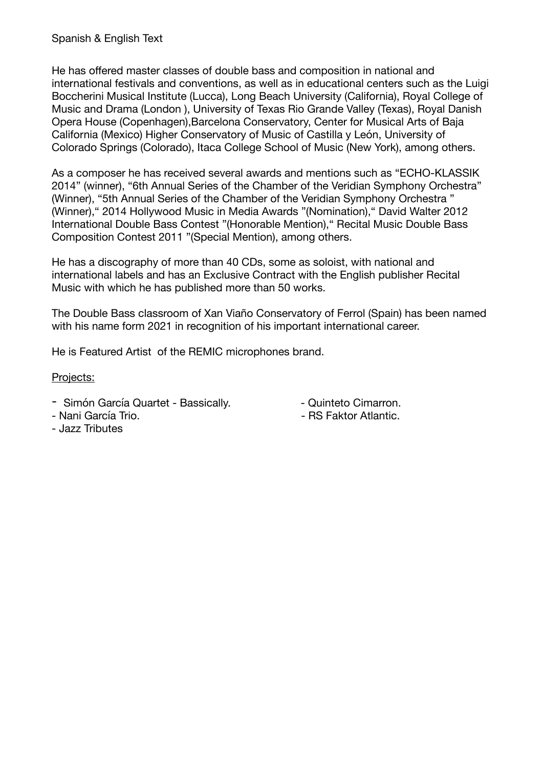Spanish & English Text

He has offered master classes of double bass and composition in national and international festivals and conventions, as well as in educational centers such as the Luigi Boccherini Musical Institute (Lucca), Long Beach University (California), Royal College of Music and Drama (London ), University of Texas Rio Grande Valley (Texas), Royal Danish Opera House (Copenhagen),Barcelona Conservatory, Center for Musical Arts of Baja California (Mexico) Higher Conservatory of Music of Castilla y León, University of Colorado Springs (Colorado), Itaca College School of Music (New York), among others.

As a composer he has received several awards and mentions such as "ECHO-KLASSIK 2014" (winner), "6th Annual Series of the Chamber of the Veridian Symphony Orchestra" (Winner), "5th Annual Series of the Chamber of the Veridian Symphony Orchestra " (Winner)," 2014 Hollywood Music in Media Awards "(Nomination)," David Walter 2012 International Double Bass Contest "(Honorable Mention)," Recital Music Double Bass Composition Contest 2011 "(Special Mention), among others.

He has a discography of more than 40 CDs, some as soloist, with national and international labels and has an Exclusive Contract with the English publisher Recital Music with which he has published more than 50 works.

The Double Bass classroom of Xan Viaño Conservatory of Ferrol (Spain) has been named with his name form 2021 in recognition of his important international career.

He is Featured Artist of the REMIC microphones brand.

Projects:

- Simón García Quartet - Bassically.
- Nani García Trio.
- Jazz Tributes
- Quinteto Cimarron.
- RS Faktor Atlantic.